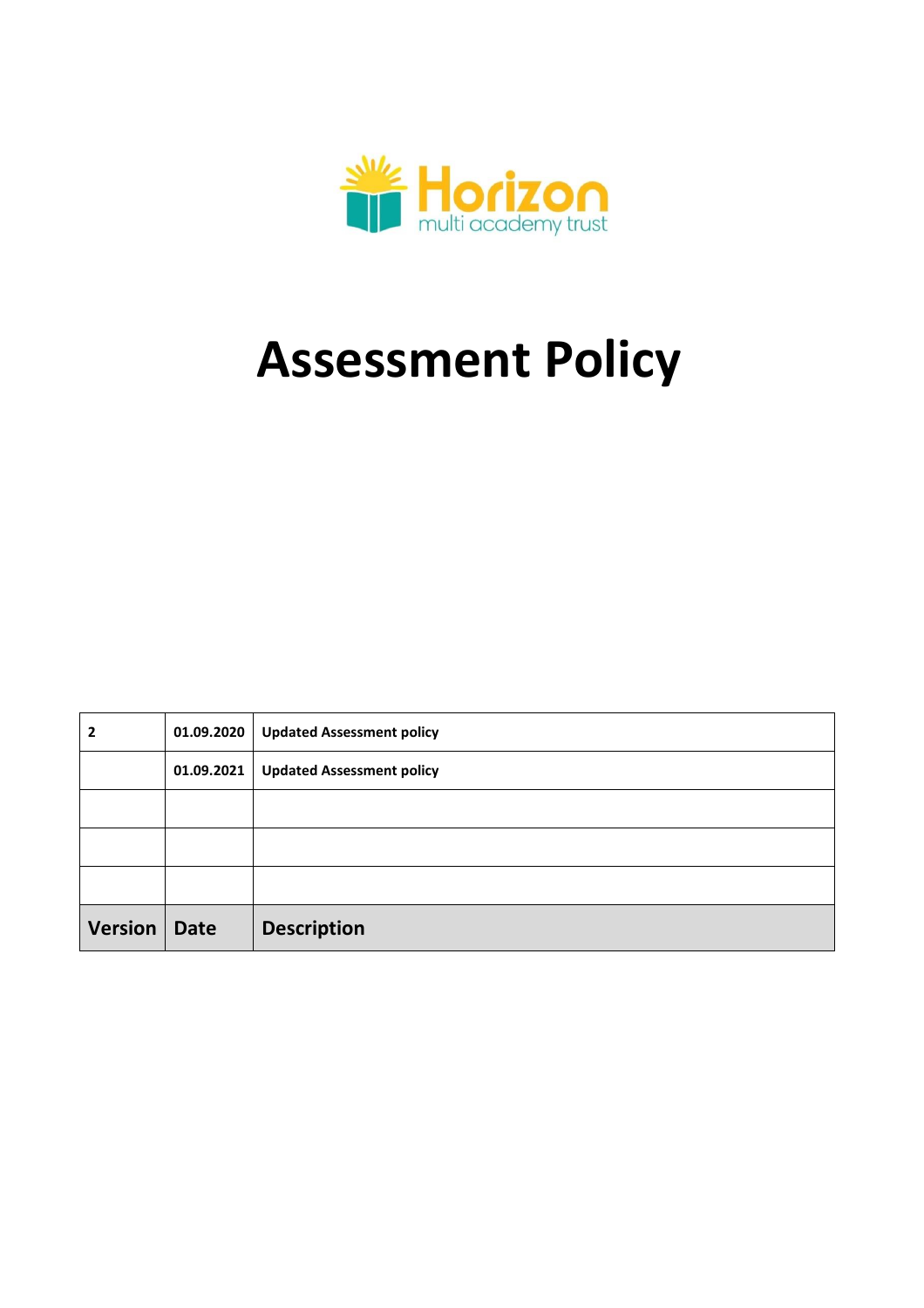Horizon multi academy trust

# Assessment Policy

| 2 | 01.09.2020 | **Updated Assessment policy** |
|---|---|---|
| | 01.09.2021 | **Updated Assessment policy** |
| | | |
| | | |
| | | |
| **Version** | **Date** | **Description** |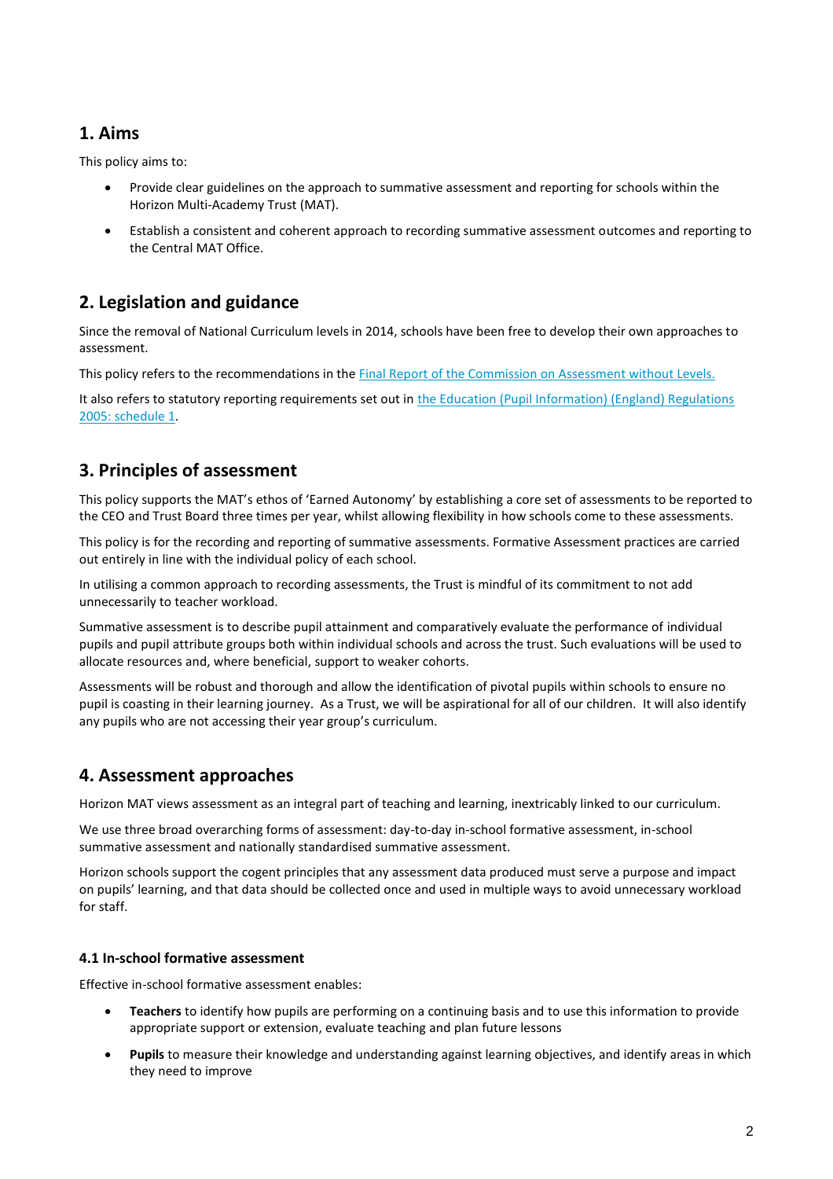## 1. Aims

This policy aims to:

- Provide clear guidelines on the approach to summative assessment and reporting for schools within the Horizon Multi-Academy Trust (MAT).
- Establish a consistent and coherent approach to recording summative assessment outcomes and reporting to the Central MAT Office.

## 2. Legislation and guidance

Since the removal of National Curriculum levels in 2014, schools have been free to develop their own approaches to assessment.

This policy refers to the recommendations in the Final Report of the Commission on Assessment without Levels.

It also refers to statutory reporting requirements set out in the Education (Pupil Information) (England) Regulations 2005: schedule 1.

## 3. Principles of assessment

This policy supports the MAT's ethos of 'Earned Autonomy' by establishing a core set of assessments to be reported to the CEO and Trust Board three times per year, whilst allowing flexibility in how schools come to these assessments.

This policy is for the recording and reporting of summative assessments. Formative Assessment practices are carried out entirely in line with the individual policy of each school.

In utilising a common approach to recording assessments, the Trust is mindful of its commitment to not add unnecessarily to teacher workload.

Summative assessment is to describe pupil attainment and comparatively evaluate the performance of individual pupils and pupil attribute groups both within individual schools and across the trust. Such evaluations will be used to allocate resources and, where beneficial, support to weaker cohorts.

Assessments will be robust and thorough and allow the identification of pivotal pupils within schools to ensure no pupil is coasting in their learning journey. As a Trust, we will be aspirational for all of our children. It will also identify any pupils who are not accessing their year group's curriculum.

## 4. Assessment approaches

Horizon MAT views assessment as an integral part of teaching and learning, inextricably linked to our curriculum.

We use three broad overarching forms of assessment: day-to-day in-school formative assessment, in-school summative assessment and nationally standardised summative assessment.

Horizon schools support the cogent principles that any assessment data produced must serve a purpose and impact on pupils' learning, and that data should be collected once and used in multiple ways to avoid unnecessary workload for staff.

### 4.1 In-school formative assessment

Effective in-school formative assessment enables:

- **Teachers** to identify how pupils are performing on a continuing basis and to use this information to provide appropriate support or extension, evaluate teaching and plan future lessons
- **Pupils** to measure their knowledge and understanding against learning objectives, and identify areas in which they need to improve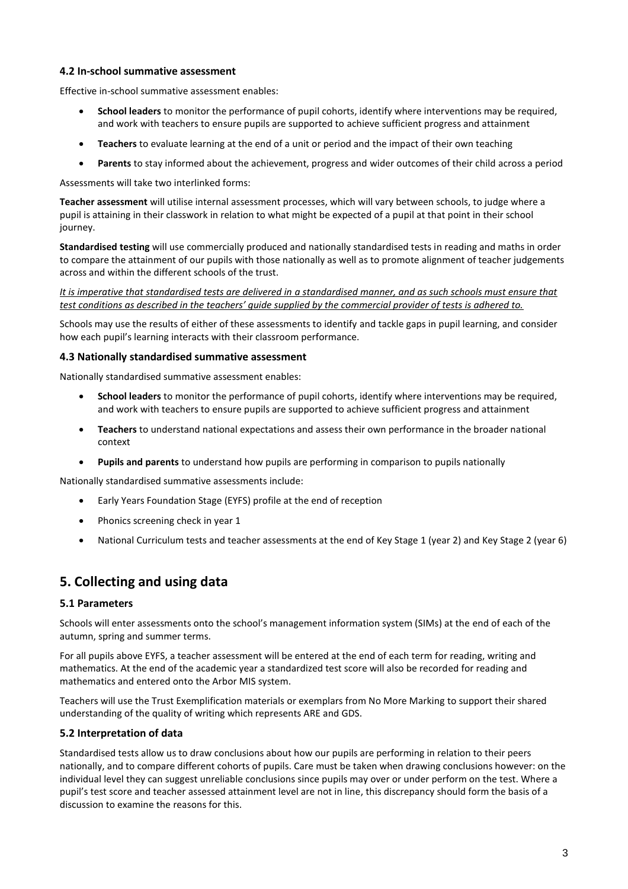### 4.2 In-school summative assessment

Effective in-school summative assessment enables:

- **School leaders** to monitor the performance of pupil cohorts, identify where interventions may be required, and work with teachers to ensure pupils are supported to achieve sufficient progress and attainment
- **Teachers** to evaluate learning at the end of a unit or period and the impact of their own teaching
- **Parents** to stay informed about the achievement, progress and wider outcomes of their child across a period

Assessments will take two interlinked forms:

**Teacher assessment** will utilise internal assessment processes, which will vary between schools, to judge where a pupil is attaining in their classwork in relation to what might be expected of a pupil at that point in their school journey.

**Standardised testing** will use commercially produced and nationally standardised tests in reading and maths in order to compare the attainment of our pupils with those nationally as well as to promote alignment of teacher judgements across and within the different schools of the trust.

*<u>It is imperative that standardised tests are delivered in a standardised manner, and as such schools must ensure that test conditions as described in the teachers' guide supplied by the commercial provider of tests is adhered to.</u>*

Schools may use the results of either of these assessments to identify and tackle gaps in pupil learning, and consider how each pupil's learning interacts with their classroom performance.

### 4.3 Nationally standardised summative assessment

Nationally standardised summative assessment enables:

- **School leaders** to monitor the performance of pupil cohorts, identify where interventions may be required, and work with teachers to ensure pupils are supported to achieve sufficient progress and attainment
- **Teachers** to understand national expectations and assess their own performance in the broader national context
- **Pupils and parents** to understand how pupils are performing in comparison to pupils nationally

Nationally standardised summative assessments include:

- Early Years Foundation Stage (EYFS) profile at the end of reception
- Phonics screening check in year 1
- National Curriculum tests and teacher assessments at the end of Key Stage 1 (year 2) and Key Stage 2 (year 6)

## 5. Collecting and using data

### 5.1 Parameters

Schools will enter assessments onto the school's management information system (SIMs) at the end of each of the autumn, spring and summer terms.

For all pupils above EYFS, a teacher assessment will be entered at the end of each term for reading, writing and mathematics. At the end of the academic year a standardized test score will also be recorded for reading and mathematics and entered onto the Arbor MIS system.

Teachers will use the Trust Exemplification materials or exemplars from No More Marking to support their shared understanding of the quality of writing which represents ARE and GDS.

### 5.2 Interpretation of data

Standardised tests allow us to draw conclusions about how our pupils are performing in relation to their peers nationally, and to compare different cohorts of pupils. Care must be taken when drawing conclusions however: on the individual level they can suggest unreliable conclusions since pupils may over or under perform on the test. Where a pupil's test score and teacher assessed attainment level are not in line, this discrepancy should form the basis of a discussion to examine the reasons for this.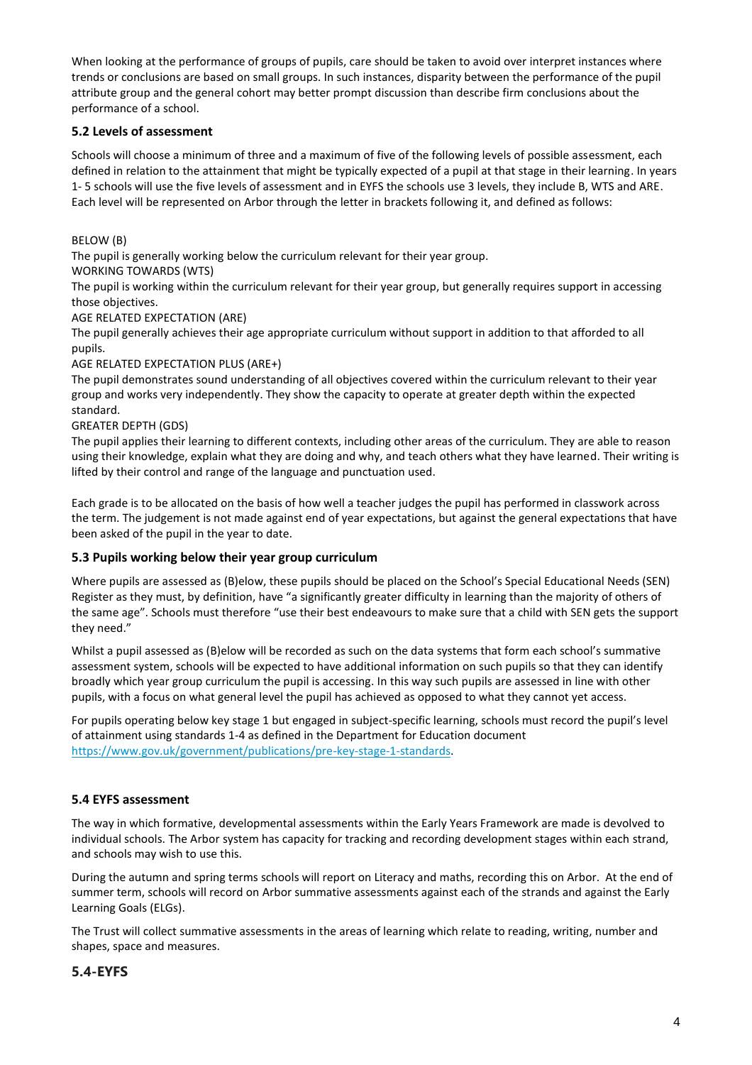When looking at the performance of groups of pupils, care should be taken to avoid over interpret instances where trends or conclusions are based on small groups. In such instances, disparity between the performance of the pupil attribute group and the general cohort may better prompt discussion than describe firm conclusions about the performance of a school.

### 5.2 Levels of assessment

Schools will choose a minimum of three and a maximum of five of the following levels of possible assessment, each defined in relation to the attainment that might be typically expected of a pupil at that stage in their learning. In years 1- 5 schools will use the five levels of assessment and in EYFS the schools use 3 levels, they include B, WTS and ARE. Each level will be represented on Arbor through the letter in brackets following it, and defined as follows:

BELOW (B)
The pupil is generally working below the curriculum relevant for their year group.
WORKING TOWARDS (WTS)
The pupil is working within the curriculum relevant for their year group, but generally requires support in accessing those objectives.
AGE RELATED EXPECTATION (ARE)
The pupil generally achieves their age appropriate curriculum without support in addition to that afforded to all pupils.
AGE RELATED EXPECTATION PLUS (ARE+)
The pupil demonstrates sound understanding of all objectives covered within the curriculum relevant to their year group and works very independently. They show the capacity to operate at greater depth within the expected standard.
GREATER DEPTH (GDS)
The pupil applies their learning to different contexts, including other areas of the curriculum. They are able to reason using their knowledge, explain what they are doing and why, and teach others what they have learned. Their writing is lifted by their control and range of the language and punctuation used.

Each grade is to be allocated on the basis of how well a teacher judges the pupil has performed in classwork across the term. The judgement is not made against end of year expectations, but against the general expectations that have been asked of the pupil in the year to date.

### 5.3 Pupils working below their year group curriculum

Where pupils are assessed as (B)elow, these pupils should be placed on the School's Special Educational Needs (SEN) Register as they must, by definition, have "a significantly greater difficulty in learning than the majority of others of the same age". Schools must therefore "use their best endeavours to make sure that a child with SEN gets the support they need."

Whilst a pupil assessed as (B)elow will be recorded as such on the data systems that form each school's summative assessment system, schools will be expected to have additional information on such pupils so that they can identify broadly which year group curriculum the pupil is accessing. In this way such pupils are assessed in line with other pupils, with a focus on what general level the pupil has achieved as opposed to what they cannot yet access.

For pupils operating below key stage 1 but engaged in subject-specific learning, schools must record the pupil's level of attainment using standards 1-4 as defined in the Department for Education document https://www.gov.uk/government/publications/pre-key-stage-1-standards.

### 5.4 EYFS assessment

The way in which formative, developmental assessments within the Early Years Framework are made is devolved to individual schools. The Arbor system has capacity for tracking and recording development stages within each strand, and schools may wish to use this.

During the autumn and spring terms schools will report on Literacy and maths, recording this on Arbor. At the end of summer term, schools will record on Arbor summative assessments against each of the strands and against the Early Learning Goals (ELGs).

The Trust will collect summative assessments in the areas of learning which relate to reading, writing, number and shapes, space and measures.

### 5.4-EYFS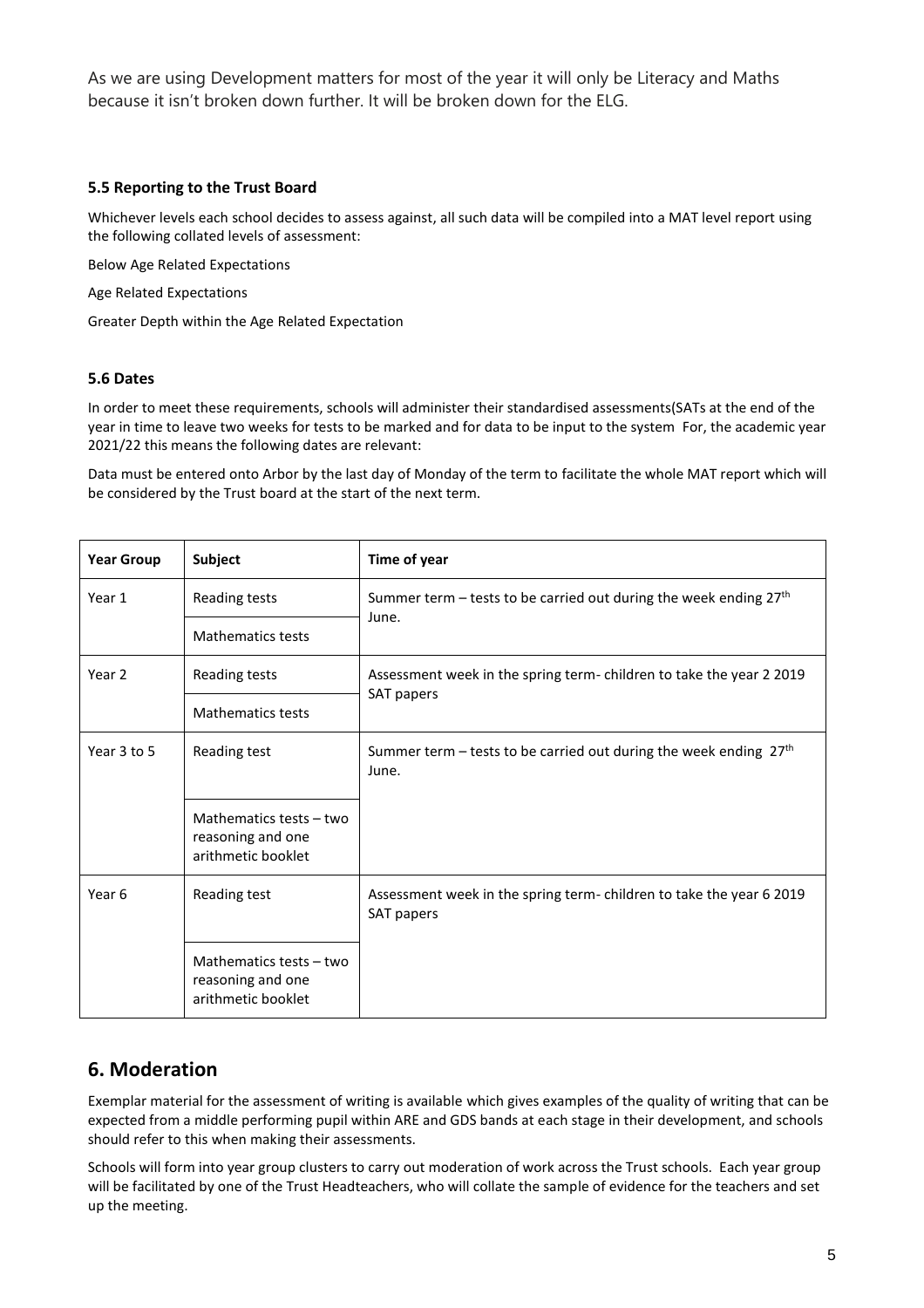As we are using Development matters for most of the year it will only be Literacy and Maths because it isn't broken down further. It will be broken down for the ELG.

### 5.5 Reporting to the Trust Board

Whichever levels each school decides to assess against, all such data will be compiled into a MAT level report using the following collated levels of assessment:

Below Age Related Expectations

Age Related Expectations

Greater Depth within the Age Related Expectation

### 5.6 Dates

In order to meet these requirements, schools will administer their standardised assessments(SATs at the end of the year in time to leave two weeks for tests to be marked and for data to be input to the system For, the academic year 2021/22 this means the following dates are relevant:

Data must be entered onto Arbor by the last day of Monday of the term to facilitate the whole MAT report which will be considered by the Trust board at the start of the next term.

| Year Group | Subject | Time of year |
|---|---|---|
| Year 1 | Reading tests | Summer term – tests to be carried out during the week ending 27th June. |
| | Mathematics tests | |
| Year 2 | Reading tests | Assessment week in the spring term- children to take the year 2 2019 SAT papers |
| | Mathematics tests | |
| Year 3 to 5 | Reading test | Summer term – tests to be carried out during the week ending 27th June. |
| | Mathematics tests – two reasoning and one arithmetic booklet | |
| Year 6 | Reading test | Assessment week in the spring term- children to take the year 6 2019 SAT papers |
| | Mathematics tests – two reasoning and one arithmetic booklet | |

## 6. Moderation

Exemplar material for the assessment of writing is available which gives examples of the quality of writing that can be expected from a middle performing pupil within ARE and GDS bands at each stage in their development, and schools should refer to this when making their assessments.

Schools will form into year group clusters to carry out moderation of work across the Trust schools. Each year group will be facilitated by one of the Trust Headteachers, who will collate the sample of evidence for the teachers and set up the meeting.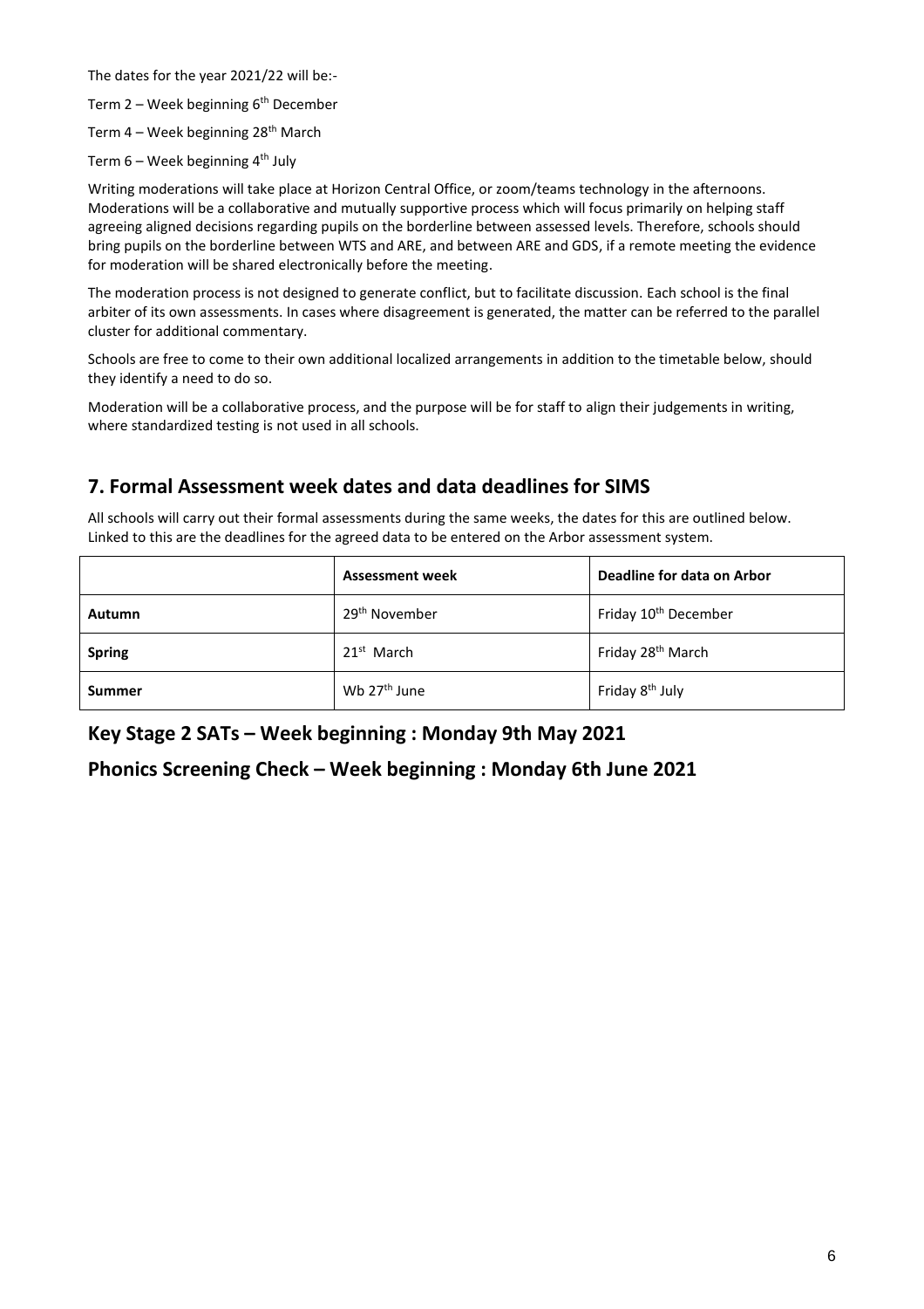The dates for the year 2021/22 will be:-

Term 2 – Week beginning 6th December

Term 4 – Week beginning 28th March

Term 6 – Week beginning 4th July

Writing moderations will take place at Horizon Central Office, or zoom/teams technology in the afternoons. Moderations will be a collaborative and mutually supportive process which will focus primarily on helping staff agreeing aligned decisions regarding pupils on the borderline between assessed levels. Therefore, schools should bring pupils on the borderline between WTS and ARE, and between ARE and GDS, if a remote meeting the evidence for moderation will be shared electronically before the meeting.

The moderation process is not designed to generate conflict, but to facilitate discussion. Each school is the final arbiter of its own assessments. In cases where disagreement is generated, the matter can be referred to the parallel cluster for additional commentary.

Schools are free to come to their own additional localized arrangements in addition to the timetable below, should they identify a need to do so.

Moderation will be a collaborative process, and the purpose will be for staff to align their judgements in writing, where standardized testing is not used in all schools.

## 7. Formal Assessment week dates and data deadlines for SIMS

All schools will carry out their formal assessments during the same weeks, the dates for this are outlined below. Linked to this are the deadlines for the agreed data to be entered on the Arbor assessment system.

| | **Assessment week** | **Deadline for data on Arbor** |
|---|---|---|
| **Autumn** | 29th November | Friday 10th December |
| **Spring** | 21st March | Friday 28th March |
| **Summer** | Wb 27th June | Friday 8th July |

## Key Stage 2 SATs – Week beginning : Monday 9th May 2021

## Phonics Screening Check – Week beginning : Monday 6th June 2021